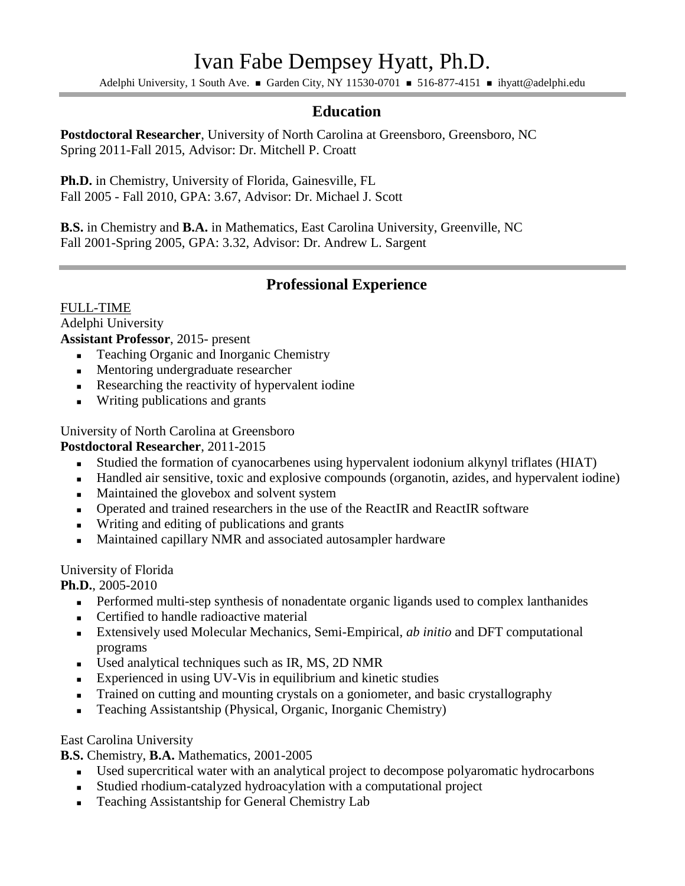# Ivan Fabe Dempsey Hyatt, Ph.D.

Adelphi University, 1 South Ave. ■ Garden City, NY 11530-0701 ■ 516-877-4151 ■ ihyatt@adelphi.edu

## Education

**Postdoctoral Researcher**, University of North Carolina at Greensboro, Greensboro, NC
Spring 2011-Fall 2015, Advisor: Dr. Mitchell P. Croatt

**Ph.D.** in Chemistry, University of Florida, Gainesville, FL
Fall 2005 - Fall 2010, GPA: 3.67, Advisor: Dr. Michael J. Scott

**B.S.** in Chemistry and **B.A.** in Mathematics, East Carolina University, Greenville, NC
Fall 2001-Spring 2005, GPA: 3.32, Advisor: Dr. Andrew L. Sargent

## Professional Experience

FULL-TIME

Adelphi University
**Assistant Professor**, 2015- present

- Teaching Organic and Inorganic Chemistry
- Mentoring undergraduate researcher
- Researching the reactivity of hypervalent iodine
- Writing publications and grants

University of North Carolina at Greensboro
**Postdoctoral Researcher**, 2011-2015

- Studied the formation of cyanocarbenes using hypervalent iodonium alkynyl triflates (HIAT)
- Handled air sensitive, toxic and explosive compounds (organotin, azides, and hypervalent iodine)
- Maintained the glovebox and solvent system
- Operated and trained researchers in the use of the ReactIR and ReactIR software
- Writing and editing of publications and grants
- Maintained capillary NMR and associated autosampler hardware

University of Florida
**Ph.D.**, 2005-2010

- Performed multi-step synthesis of nonadentate organic ligands used to complex lanthanides
- Certified to handle radioactive material
- Extensively used Molecular Mechanics, Semi-Empirical, *ab initio* and DFT computational programs
- Used analytical techniques such as IR, MS, 2D NMR
- Experienced in using UV-Vis in equilibrium and kinetic studies
- Trained on cutting and mounting crystals on a goniometer, and basic crystallography
- Teaching Assistantship (Physical, Organic, Inorganic Chemistry)

East Carolina University
**B.S.** Chemistry, **B.A.** Mathematics, 2001-2005

- Used supercritical water with an analytical project to decompose polyaromatic hydrocarbons
- Studied rhodium-catalyzed hydroacylation with a computational project
- Teaching Assistantship for General Chemistry Lab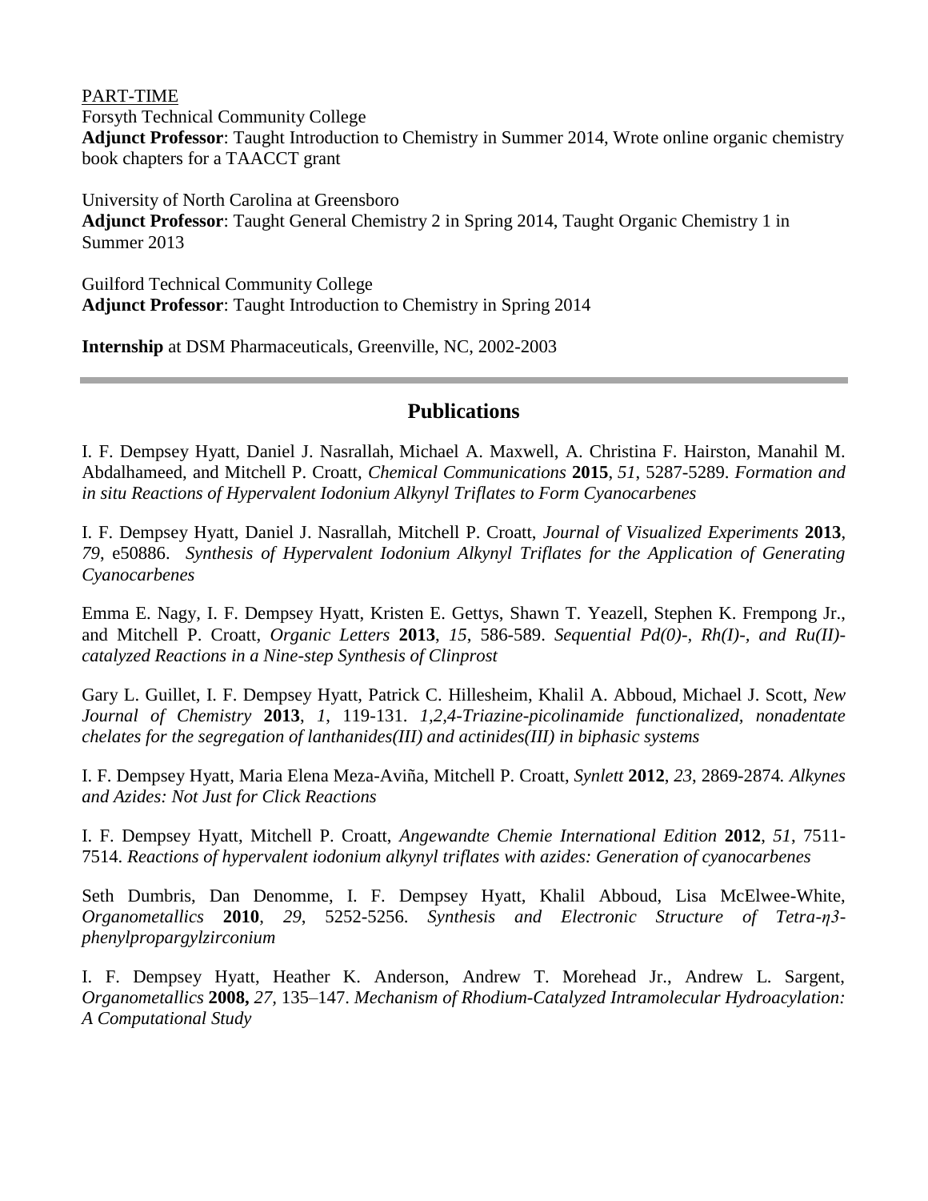PART-TIME

Forsyth Technical Community College
**Adjunct Professor**: Taught Introduction to Chemistry in Summer 2014, Wrote online organic chemistry book chapters for a TAACCT grant

University of North Carolina at Greensboro
**Adjunct Professor**: Taught General Chemistry 2 in Spring 2014, Taught Organic Chemistry 1 in Summer 2013

Guilford Technical Community College
**Adjunct Professor**: Taught Introduction to Chemistry in Spring 2014

**Internship** at DSM Pharmaceuticals, Greenville, NC, 2002-2003

---

## Publications

I. F. Dempsey Hyatt, Daniel J. Nasrallah, Michael A. Maxwell, A. Christina F. Hairston, Manahil M. Abdalhameed, and Mitchell P. Croatt, *Chemical Communications* **2015**, *51*, 5287-5289. *Formation and in situ Reactions of Hypervalent Iodonium Alkynyl Triflates to Form Cyanocarbenes*

I. F. Dempsey Hyatt, Daniel J. Nasrallah, Mitchell P. Croatt, *Journal of Visualized Experiments* **2013**, *79*, e50886. *Synthesis of Hypervalent Iodonium Alkynyl Triflates for the Application of Generating Cyanocarbenes*

Emma E. Nagy, I. F. Dempsey Hyatt, Kristen E. Gettys, Shawn T. Yeazell, Stephen K. Frempong Jr., and Mitchell P. Croatt, *Organic Letters* **2013**, *15*, 586-589. *Sequential Pd(0)-, Rh(I)-, and Ru(II)-catalyzed Reactions in a Nine-step Synthesis of Clinprost*

Gary L. Guillet, I. F. Dempsey Hyatt, Patrick C. Hillesheim, Khalil A. Abboud, Michael J. Scott, *New Journal of Chemistry* **2013**, *1*, 119-131. *1,2,4-Triazine-picolinamide functionalized, nonadentate chelates for the segregation of lanthanides(III) and actinides(III) in biphasic systems*

I. F. Dempsey Hyatt, Maria Elena Meza-Aviña, Mitchell P. Croatt, *Synlett* **2012**, *23*, 2869-2874. *Alkynes and Azides: Not Just for Click Reactions*

I. F. Dempsey Hyatt, Mitchell P. Croatt, *Angewandte Chemie International Edition* **2012**, *51*, 7511-7514. *Reactions of hypervalent iodonium alkynyl triflates with azides: Generation of cyanocarbenes*

Seth Dumbris, Dan Denomme, I. F. Dempsey Hyatt, Khalil Abboud, Lisa McElwee-White, *Organometallics* **2010**, *29*, 5252-5256. *Synthesis and Electronic Structure of Tetra-$\eta^3$-phenylpropargylzirconium*

I. F. Dempsey Hyatt, Heather K. Anderson, Andrew T. Morehead Jr., Andrew L. Sargent, *Organometallics* **2008,** *27*, 135–147. *Mechanism of Rhodium-Catalyzed Intramolecular Hydroacylation: A Computational Study*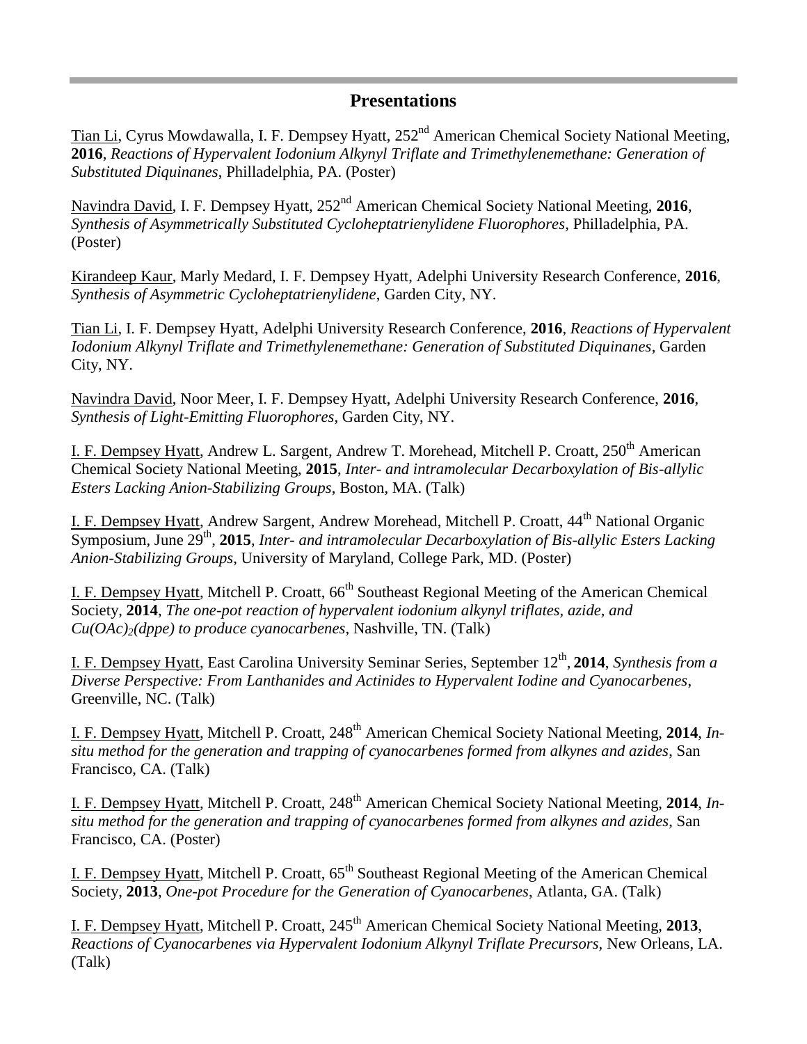## Presentations

<u>Tian Li</u>, Cyrus Mowdawalla, I. F. Dempsey Hyatt, 252nd American Chemical Society National Meeting, **2016**, *Reactions of Hypervalent Iodonium Alkynyl Triflate and Trimethylenemethane: Generation of Substituted Diquinanes*, Philladelphia, PA. (Poster)

<u>Navindra David</u>, I. F. Dempsey Hyatt, 252nd American Chemical Society National Meeting, **2016**, *Synthesis of Asymmetrically Substituted Cycloheptatrienylidene Fluorophores*, Philladelphia, PA. (Poster)

<u>Kirandeep Kaur</u>, Marly Medard, I. F. Dempsey Hyatt, Adelphi University Research Conference, **2016**, *Synthesis of Asymmetric Cycloheptatrienylidene*, Garden City, NY.

<u>Tian Li</u>, I. F. Dempsey Hyatt, Adelphi University Research Conference, **2016**, *Reactions of Hypervalent Iodonium Alkynyl Triflate and Trimethylenemethane: Generation of Substituted Diquinanes*, Garden City, NY.

<u>Navindra David</u>, Noor Meer, I. F. Dempsey Hyatt, Adelphi University Research Conference, **2016**, *Synthesis of Light-Emitting Fluorophores*, Garden City, NY.

<u>I. F. Dempsey Hyatt</u>, Andrew L. Sargent, Andrew T. Morehead, Mitchell P. Croatt, 250th American Chemical Society National Meeting, **2015**, *Inter- and intramolecular Decarboxylation of Bis-allylic Esters Lacking Anion-Stabilizing Groups*, Boston, MA. (Talk)

<u>I. F. Dempsey Hyatt</u>, Andrew Sargent, Andrew Morehead, Mitchell P. Croatt, 44th National Organic Symposium, June 29th, **2015**, *Inter- and intramolecular Decarboxylation of Bis-allylic Esters Lacking Anion-Stabilizing Groups*, University of Maryland, College Park, MD. (Poster)

<u>I. F. Dempsey Hyatt</u>, Mitchell P. Croatt, 66th Southeast Regional Meeting of the American Chemical Society, **2014**, *The one-pot reaction of hypervalent iodonium alkynyl triflates, azide, and $Cu(OAc)_2(dppe)$ to produce cyanocarbenes*, Nashville, TN. (Talk)

<u>I. F. Dempsey Hyatt</u>, East Carolina University Seminar Series, September 12th, **2014**, *Synthesis from a Diverse Perspective: From Lanthanides and Actinides to Hypervalent Iodine and Cyanocarbenes*, Greenville, NC. (Talk)

<u>I. F. Dempsey Hyatt</u>, Mitchell P. Croatt, 248th American Chemical Society National Meeting, **2014**, *In-situ method for the generation and trapping of cyanocarbenes formed from alkynes and azides*, San Francisco, CA. (Talk)

<u>I. F. Dempsey Hyatt</u>, Mitchell P. Croatt, 248th American Chemical Society National Meeting, **2014**, *In-situ method for the generation and trapping of cyanocarbenes formed from alkynes and azides*, San Francisco, CA. (Poster)

<u>I. F. Dempsey Hyatt</u>, Mitchell P. Croatt, 65th Southeast Regional Meeting of the American Chemical Society, **2013**, *One-pot Procedure for the Generation of Cyanocarbenes*, Atlanta, GA. (Talk)

<u>I. F. Dempsey Hyatt</u>, Mitchell P. Croatt, 245th American Chemical Society National Meeting, **2013**, *Reactions of Cyanocarbenes via Hypervalent Iodonium Alkynyl Triflate Precursors*, New Orleans, LA. (Talk)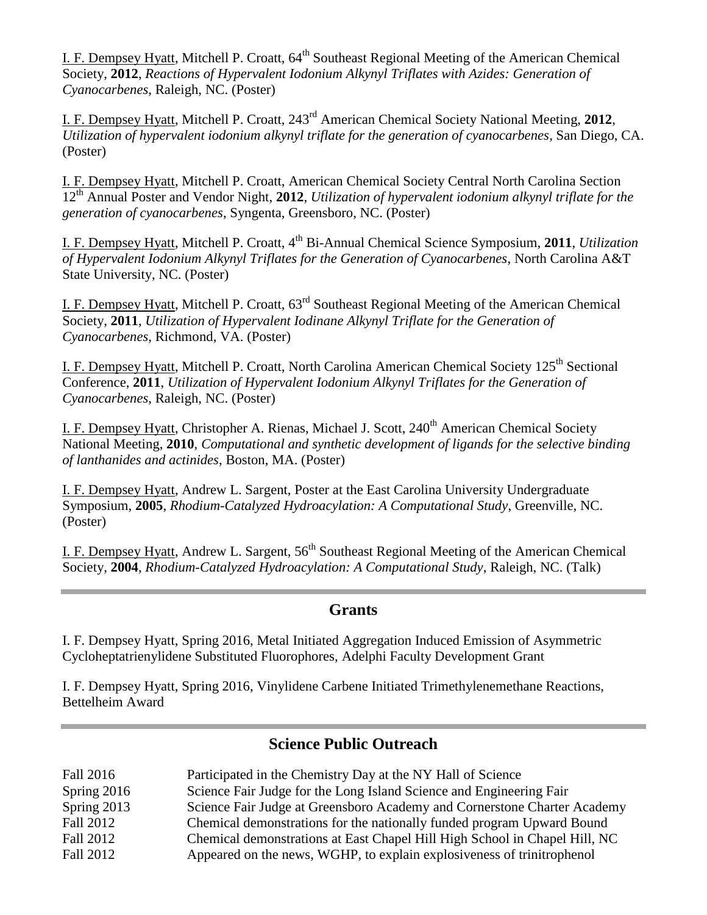<u>I. F. Dempsey Hyatt</u>, Mitchell P. Croatt, 64th Southeast Regional Meeting of the American Chemical Society, **2012**, *Reactions of Hypervalent Iodonium Alkynyl Triflates with Azides: Generation of Cyanocarbenes*, Raleigh, NC. (Poster)

<u>I. F. Dempsey Hyatt</u>, Mitchell P. Croatt, 243rd American Chemical Society National Meeting, **2012**, *Utilization of hypervalent iodonium alkynyl triflate for the generation of cyanocarbenes*, San Diego, CA. (Poster)

<u>I. F. Dempsey Hyatt</u>, Mitchell P. Croatt, American Chemical Society Central North Carolina Section 12th Annual Poster and Vendor Night, **2012**, *Utilization of hypervalent iodonium alkynyl triflate for the generation of cyanocarbenes*, Syngenta, Greensboro, NC. (Poster)

<u>I. F. Dempsey Hyatt</u>, Mitchell P. Croatt, 4th Bi-Annual Chemical Science Symposium, **2011**, *Utilization of Hypervalent Iodonium Alkynyl Triflates for the Generation of Cyanocarbenes*, North Carolina A&T State University, NC. (Poster)

<u>I. F. Dempsey Hyatt</u>, Mitchell P. Croatt, 63rd Southeast Regional Meeting of the American Chemical Society, **2011**, *Utilization of Hypervalent Iodinane Alkynyl Triflate for the Generation of Cyanocarbenes*, Richmond, VA. (Poster)

<u>I. F. Dempsey Hyatt</u>, Mitchell P. Croatt, North Carolina American Chemical Society 125th Sectional Conference, **2011**, *Utilization of Hypervalent Iodonium Alkynyl Triflates for the Generation of Cyanocarbenes*, Raleigh, NC. (Poster)

<u>I. F. Dempsey Hyatt</u>, Christopher A. Rienas, Michael J. Scott, 240th American Chemical Society National Meeting, **2010**, *Computational and synthetic development of ligands for the selective binding of lanthanides and actinides*, Boston, MA. (Poster)

<u>I. F. Dempsey Hyatt</u>, Andrew L. Sargent, Poster at the East Carolina University Undergraduate Symposium, **2005**, *Rhodium-Catalyzed Hydroacylation: A Computational Study*, Greenville, NC. (Poster)

<u>I. F. Dempsey Hyatt</u>, Andrew L. Sargent, 56th Southeast Regional Meeting of the American Chemical Society, **2004**, *Rhodium-Catalyzed Hydroacylation: A Computational Study*, Raleigh, NC. (Talk)

## Grants

I. F. Dempsey Hyatt, Spring 2016, Metal Initiated Aggregation Induced Emission of Asymmetric Cycloheptatrienylidene Substituted Fluorophores, Adelphi Faculty Development Grant

I. F. Dempsey Hyatt, Spring 2016, Vinylidene Carbene Initiated Trimethylenemethane Reactions, Bettelheim Award

## Science Public Outreach

| | |
|---|---|
| Fall 2016 | Participated in the Chemistry Day at the NY Hall of Science |
| Spring 2016 | Science Fair Judge for the Long Island Science and Engineering Fair |
| Spring 2013 | Science Fair Judge at Greensboro Academy and Cornerstone Charter Academy |
| Fall 2012 | Chemical demonstrations for the nationally funded program Upward Bound |
| Fall 2012 | Chemical demonstrations at East Chapel Hill High School in Chapel Hill, NC |
| Fall 2012 | Appeared on the news, WGHP, to explain explosiveness of trinitrophenol |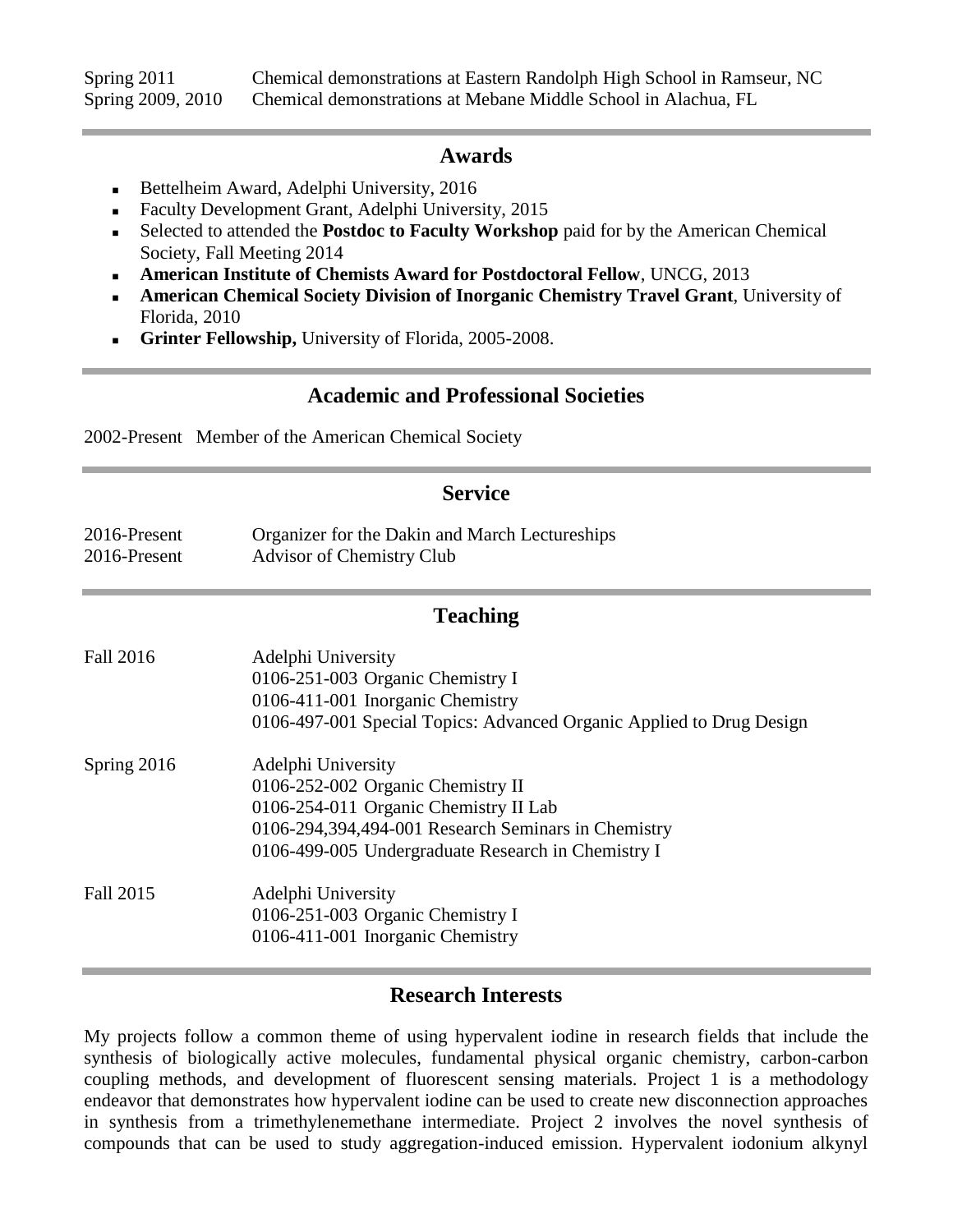Spring 2011 Chemical demonstrations at Eastern Randolph High School in Ramseur, NC
Spring 2009, 2010 Chemical demonstrations at Mebane Middle School in Alachua, FL

## Awards

- Bettelheim Award, Adelphi University, 2016
- Faculty Development Grant, Adelphi University, 2015
- Selected to attended the **Postdoc to Faculty Workshop** paid for by the American Chemical Society, Fall Meeting 2014
- **American Institute of Chemists Award for Postdoctoral Fellow**, UNCG, 2013
- **American Chemical Society Division of Inorganic Chemistry Travel Grant**, University of Florida, 2010
- **Grinter Fellowship,** University of Florida, 2005-2008.

## Academic and Professional Societies

2002-Present Member of the American Chemical Society

## Service

2016-Present Organizer for the Dakin and March Lectureships
2016-Present Advisor of Chemistry Club

## Teaching

Fall 2016
Adelphi University
0106-251-003 Organic Chemistry I
0106-411-001 Inorganic Chemistry
0106-497-001 Special Topics: Advanced Organic Applied to Drug Design

Spring 2016
Adelphi University
0106-252-002 Organic Chemistry II
0106-254-011 Organic Chemistry II Lab
0106-294,394,494-001 Research Seminars in Chemistry
0106-499-005 Undergraduate Research in Chemistry I

Fall 2015
Adelphi University
0106-251-003 Organic Chemistry I
0106-411-001 Inorganic Chemistry

## Research Interests

My projects follow a common theme of using hypervalent iodine in research fields that include the synthesis of biologically active molecules, fundamental physical organic chemistry, carbon-carbon coupling methods, and development of fluorescent sensing materials. Project 1 is a methodology endeavor that demonstrates how hypervalent iodine can be used to create new disconnection approaches in synthesis from a trimethylenemethane intermediate. Project 2 involves the novel synthesis of compounds that can be used to study aggregation-induced emission. Hypervalent iodonium alkynyl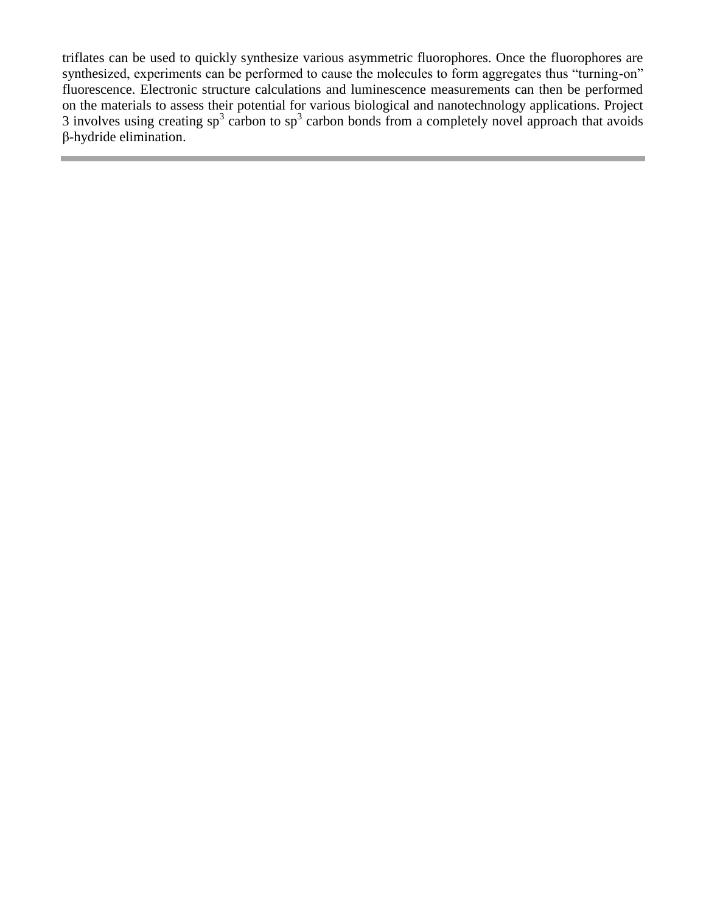triflates can be used to quickly synthesize various asymmetric fluorophores. Once the fluorophores are synthesized, experiments can be performed to cause the molecules to form aggregates thus "turning-on" fluorescence. Electronic structure calculations and luminescence measurements can then be performed on the materials to assess their potential for various biological and nanotechnology applications. Project 3 involves using creating $sp^3$ carbon to $sp^3$ carbon bonds from a completely novel approach that avoids β-hydride elimination.

---